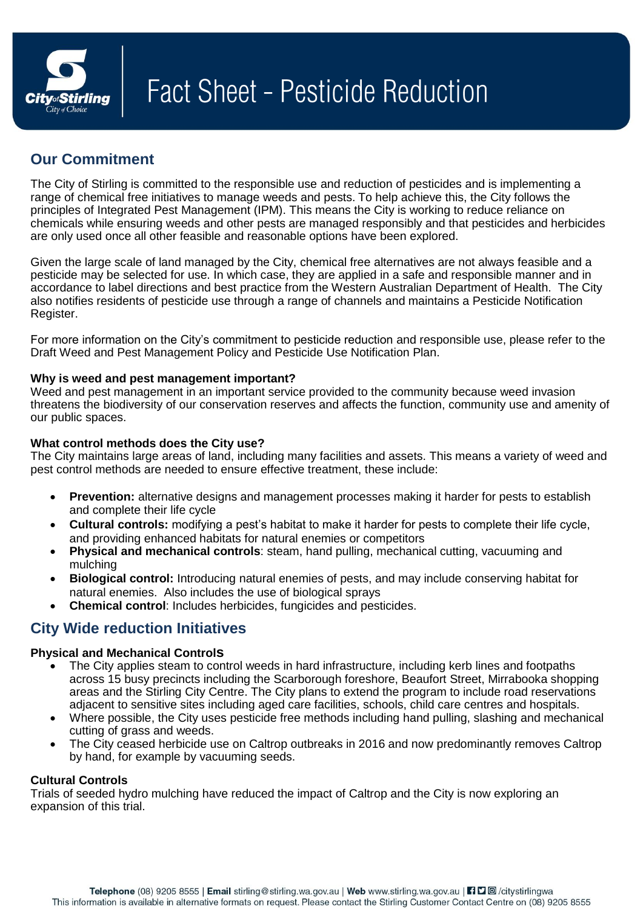# Fact Sheet - Pesticide Reduction

## Our Commitment

The City of Stirling is committed to the responsible use and reduction of pesticides and is implementing a range of chemical free initiatives to manage weeds and pests. To help achieve this, the City follows the principles of Integrated Pest Management (IPM). This means the City is working to reduce reliance on chemicals while ensuring weeds and other pests are managed responsibly and that pesticides and herbicides are only used once all other feasible and reasonable options have been explored.

Given the large scale of land managed by the City, chemical free alternatives are not always feasible and a pesticide may be selected for use. In which case, they are applied in a safe and responsible manner and in accordance to label directions and best practice from the Western Australian Department of Health. The City also notifies residents of pesticide use through a range of channels and maintains a Pesticide Notification Register.

For more information on the City's commitment to pesticide reduction and responsible use, please refer to the Draft Weed and Pest Management Policy and Pesticide Use Notification Plan.

**Why is weed and pest management important?**
Weed and pest management in an important service provided to the community because weed invasion threatens the biodiversity of our conservation reserves and affects the function, community use and amenity of our public spaces.

**What control methods does the City use?**
The City maintains large areas of land, including many facilities and assets. This means a variety of weed and pest control methods are needed to ensure effective treatment, these include:

- **Prevention:** alternative designs and management processes making it harder for pests to establish and complete their life cycle
- **Cultural controls:** modifying a pest's habitat to make it harder for pests to complete their life cycle, and providing enhanced habitats for natural enemies or competitors
- **Physical and mechanical controls**: steam, hand pulling, mechanical cutting, vacuuming and mulching
- **Biological control:** Introducing natural enemies of pests, and may include conserving habitat for natural enemies. Also includes the use of biological sprays
- **Chemical control**: Includes herbicides, fungicides and pesticides.

## City Wide reduction Initiatives

**Physical and Mechanical ControlS**

- The City applies steam to control weeds in hard infrastructure, including kerb lines and footpaths across 15 busy precincts including the Scarborough foreshore, Beaufort Street, Mirrabooka shopping areas and the Stirling City Centre. The City plans to extend the program to include road reservations adjacent to sensitive sites including aged care facilities, schools, child care centres and hospitals.
- Where possible, the City uses pesticide free methods including hand pulling, slashing and mechanical cutting of grass and weeds.
- The City ceased herbicide use on Caltrop outbreaks in 2016 and now predominantly removes Caltrop by hand, for example by vacuuming seeds.

**Cultural Controls**
Trials of seeded hydro mulching have reduced the impact of Caltrop and the City is now exploring an expansion of this trial.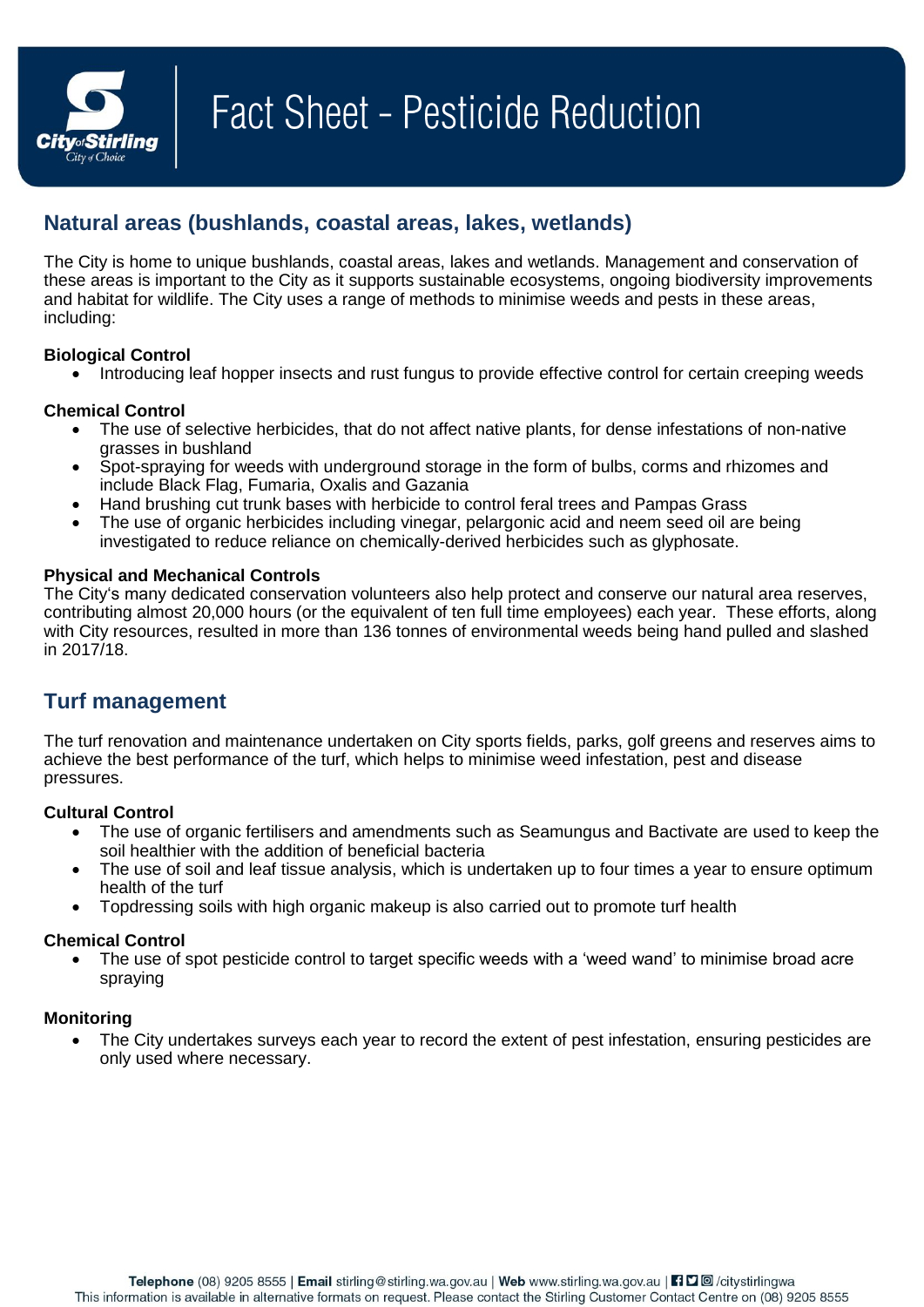# Fact Sheet - Pesticide Reduction

## Natural areas (bushlands, coastal areas, lakes, wetlands)

The City is home to unique bushlands, coastal areas, lakes and wetlands. Management and conservation of these areas is important to the City as it supports sustainable ecosystems, ongoing biodiversity improvements and habitat for wildlife. The City uses a range of methods to minimise weeds and pests in these areas, including:

**Biological Control**

- Introducing leaf hopper insects and rust fungus to provide effective control for certain creeping weeds

**Chemical Control**

- The use of selective herbicides, that do not affect native plants, for dense infestations of non-native grasses in bushland
- Spot-spraying for weeds with underground storage in the form of bulbs, corms and rhizomes and include Black Flag, Fumaria, Oxalis and Gazania
- Hand brushing cut trunk bases with herbicide to control feral trees and Pampas Grass
- The use of organic herbicides including vinegar, pelargonic acid and neem seed oil are being investigated to reduce reliance on chemically-derived herbicides such as glyphosate.

**Physical and Mechanical Controls**

The City's many dedicated conservation volunteers also help protect and conserve our natural area reserves, contributing almost 20,000 hours (or the equivalent of ten full time employees) each year. These efforts, along with City resources, resulted in more than 136 tonnes of environmental weeds being hand pulled and slashed in 2017/18.

## Turf management

The turf renovation and maintenance undertaken on City sports fields, parks, golf greens and reserves aims to achieve the best performance of the turf, which helps to minimise weed infestation, pest and disease pressures.

**Cultural Control**

- The use of organic fertilisers and amendments such as Seamungus and Bactivate are used to keep the soil healthier with the addition of beneficial bacteria
- The use of soil and leaf tissue analysis, which is undertaken up to four times a year to ensure optimum health of the turf
- Topdressing soils with high organic makeup is also carried out to promote turf health

**Chemical Control**

- The use of spot pesticide control to target specific weeds with a 'weed wand' to minimise broad acre spraying

**Monitoring**

- The City undertakes surveys each year to record the extent of pest infestation, ensuring pesticides are only used where necessary.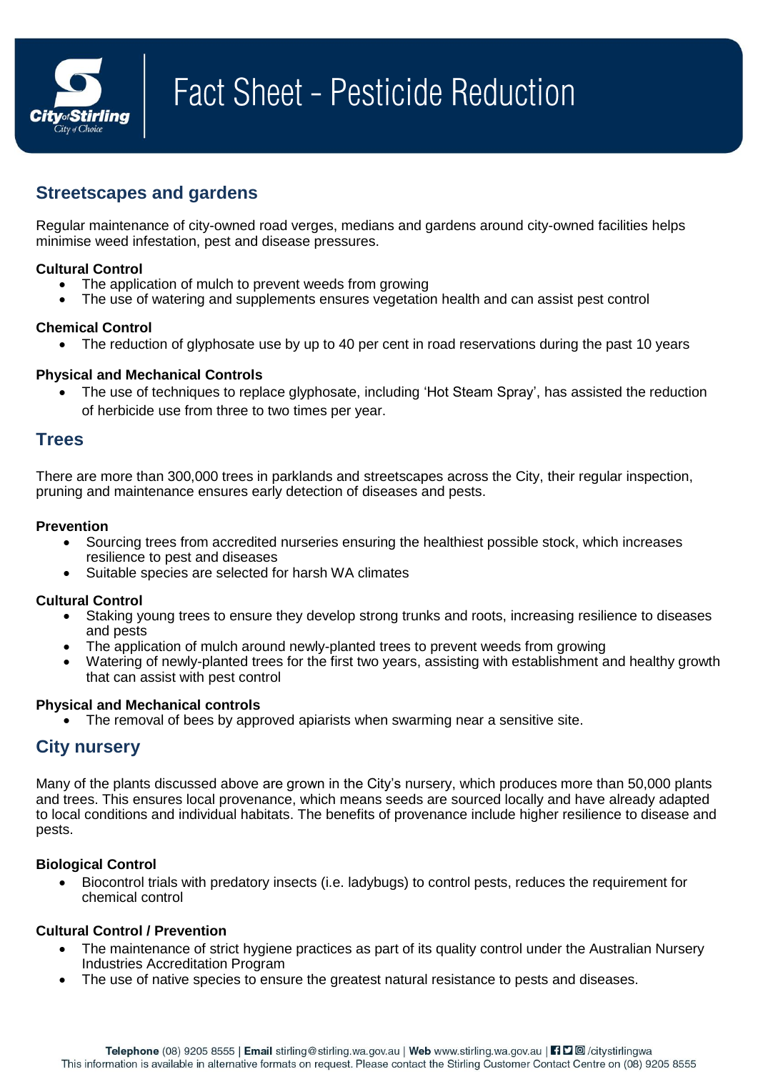# Fact Sheet - Pesticide Reduction

## Streetscapes and gardens

Regular maintenance of city-owned road verges, medians and gardens around city-owned facilities helps minimise weed infestation, pest and disease pressures.

**Cultural Control**

- The application of mulch to prevent weeds from growing
- The use of watering and supplements ensures vegetation health and can assist pest control

**Chemical Control**

- The reduction of glyphosate use by up to 40 per cent in road reservations during the past 10 years

**Physical and Mechanical Controls**

- The use of techniques to replace glyphosate, including 'Hot Steam Spray', has assisted the reduction of herbicide use from three to two times per year.

## Trees

There are more than 300,000 trees in parklands and streetscapes across the City, their regular inspection, pruning and maintenance ensures early detection of diseases and pests.

**Prevention**

- Sourcing trees from accredited nurseries ensuring the healthiest possible stock, which increases resilience to pest and diseases
- Suitable species are selected for harsh WA climates

**Cultural Control**

- Staking young trees to ensure they develop strong trunks and roots, increasing resilience to diseases and pests
- The application of mulch around newly-planted trees to prevent weeds from growing
- Watering of newly-planted trees for the first two years, assisting with establishment and healthy growth that can assist with pest control

**Physical and Mechanical controls**

- The removal of bees by approved apiarists when swarming near a sensitive site.

## City nursery

Many of the plants discussed above are grown in the City's nursery, which produces more than 50,000 plants and trees. This ensures local provenance, which means seeds are sourced locally and have already adapted to local conditions and individual habitats. The benefits of provenance include higher resilience to disease and pests.

**Biological Control**

- Biocontrol trials with predatory insects (i.e. ladybugs) to control pests, reduces the requirement for chemical control

**Cultural Control / Prevention**

- The maintenance of strict hygiene practices as part of its quality control under the Australian Nursery Industries Accreditation Program
- The use of native species to ensure the greatest natural resistance to pests and diseases.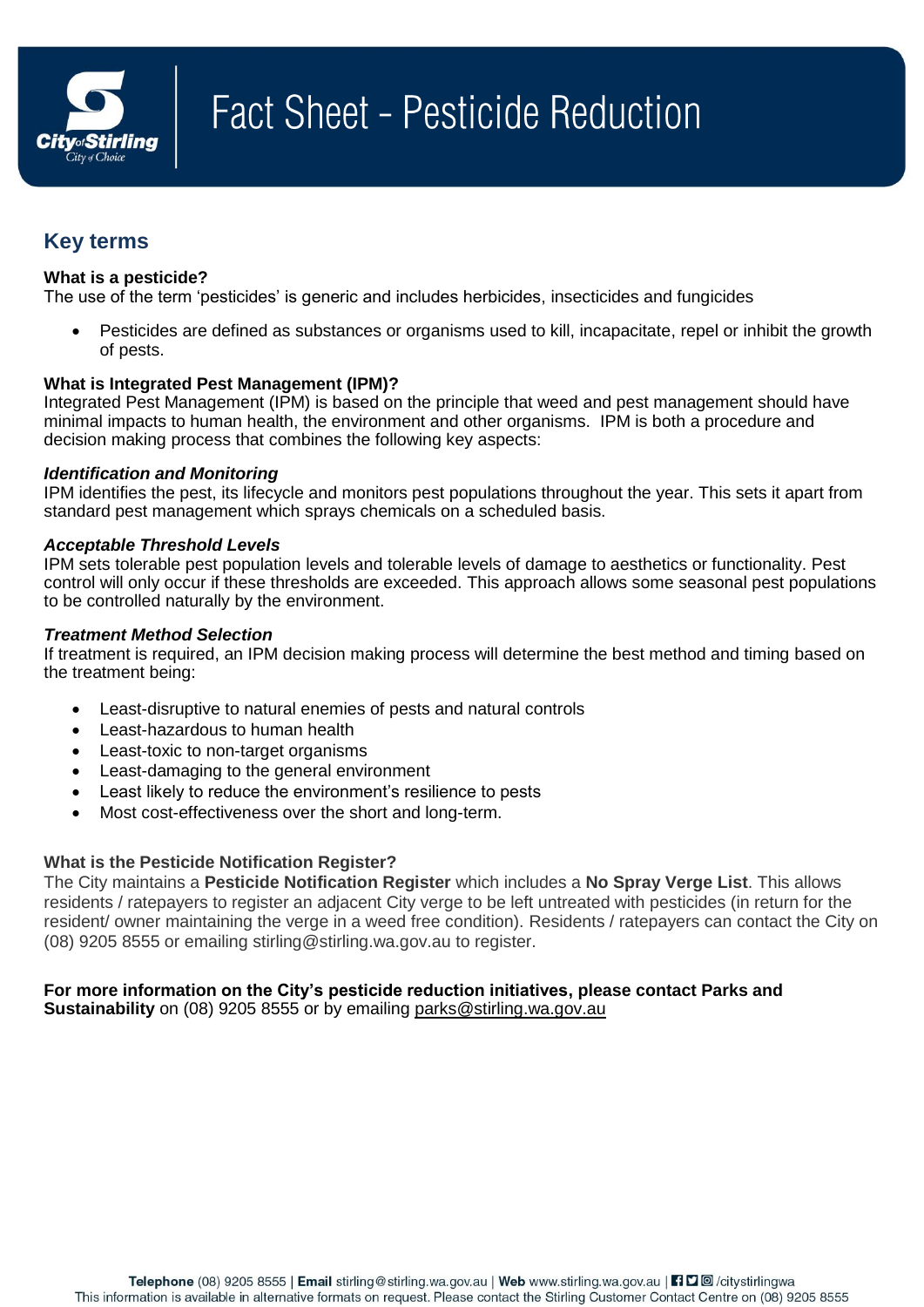# Fact Sheet - Pesticide Reduction

## Key terms

**What is a pesticide?**
The use of the term 'pesticides' is generic and includes herbicides, insecticides and fungicides

- Pesticides are defined as substances or organisms used to kill, incapacitate, repel or inhibit the growth of pests.

**What is Integrated Pest Management (IPM)?**
Integrated Pest Management (IPM) is based on the principle that weed and pest management should have minimal impacts to human health, the environment and other organisms. IPM is both a procedure and decision making process that combines the following key aspects:

***Identification and Monitoring***
IPM identifies the pest, its lifecycle and monitors pest populations throughout the year. This sets it apart from standard pest management which sprays chemicals on a scheduled basis.

***Acceptable Threshold Levels***
IPM sets tolerable pest population levels and tolerable levels of damage to aesthetics or functionality. Pest control will only occur if these thresholds are exceeded. This approach allows some seasonal pest populations to be controlled naturally by the environment.

***Treatment Method Selection***
If treatment is required, an IPM decision making process will determine the best method and timing based on the treatment being:

- Least-disruptive to natural enemies of pests and natural controls
- Least-hazardous to human health
- Least-toxic to non-target organisms
- Least-damaging to the general environment
- Least likely to reduce the environment's resilience to pests
- Most cost-effectiveness over the short and long-term.

**What is the Pesticide Notification Register?**
The City maintains a **Pesticide Notification Register** which includes a **No Spray Verge List**. This allows residents / ratepayers to register an adjacent City verge to be left untreated with pesticides (in return for the resident/ owner maintaining the verge in a weed free condition). Residents / ratepayers can contact the City on (08) 9205 8555 or emailing stirling@stirling.wa.gov.au to register.

**For more information on the City's pesticide reduction initiatives, please contact Parks and Sustainability** on (08) 9205 8555 or by emailing parks@stirling.wa.gov.au